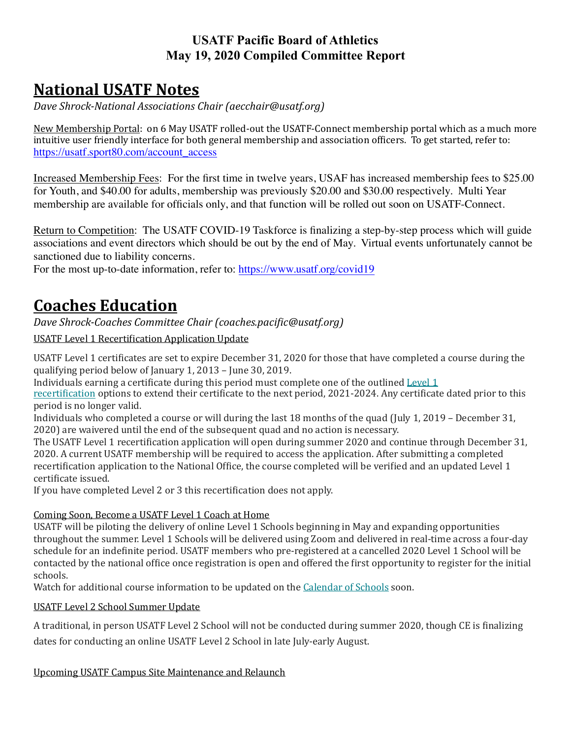**USATF Pacific Board of Athletics**
**May 19, 2020 Compiled Committee Report**

# National USATF Notes

*Dave Shrock-National Associations Chair (aecchair@usatf.org)*

New Membership Portal: on 6 May USATF rolled-out the USATF-Connect membership portal which as a much more intuitive user friendly interface for both general membership and association officers. To get started, refer to: https://usatf.sport80.com/account_access

Increased Membership Fees: For the first time in twelve years, USAF has increased membership fees to $25.00 for Youth, and $40.00 for adults, membership was previously $20.00 and $30.00 respectively. Multi Year membership are available for officials only, and that function will be rolled out soon on USATF-Connect.

Return to Competition: The USATF COVID-19 Taskforce is finalizing a step-by-step process which will guide associations and event directors which should be out by the end of May. Virtual events unfortunately cannot be sanctioned due to liability concerns.
For the most up-to-date information, refer to: https://www.usatf.org/covid19

# Coaches Education

*Dave Shrock-Coaches Committee Chair (coaches.pacific@usatf.org)*

USATF Level 1 Recertification Application Update

USATF Level 1 certificates are set to expire December 31, 2020 for those that have completed a course during the qualifying period below of January 1, 2013 – June 30, 2019.
Individuals earning a certificate during this period must complete one of the outlined Level 1 recertification options to extend their certificate to the next period, 2021-2024. Any certificate dated prior to this period is no longer valid.
Individuals who completed a course or will during the last 18 months of the quad (July 1, 2019 – December 31, 2020) are waivered until the end of the subsequent quad and no action is necessary.
The USATF Level 1 recertification application will open during summer 2020 and continue through December 31, 2020. A current USATF membership will be required to access the application. After submitting a completed recertification application to the National Office, the course completed will be verified and an updated Level 1 certificate issued.
If you have completed Level 2 or 3 this recertification does not apply.

Coming Soon, Become a USATF Level 1 Coach at Home
USATF will be piloting the delivery of online Level 1 Schools beginning in May and expanding opportunities throughout the summer. Level 1 Schools will be delivered using Zoom and delivered in real-time across a four-day schedule for an indefinite period. USATF members who pre-registered at a cancelled 2020 Level 1 School will be contacted by the national office once registration is open and offered the first opportunity to register for the initial schools.
Watch for additional course information to be updated on the Calendar of Schools soon.

USATF Level 2 School Summer Update

A traditional, in person USATF Level 2 School will not be conducted during summer 2020, though CE is finalizing dates for conducting an online USATF Level 2 School in late July-early August.

Upcoming USATF Campus Site Maintenance and Relaunch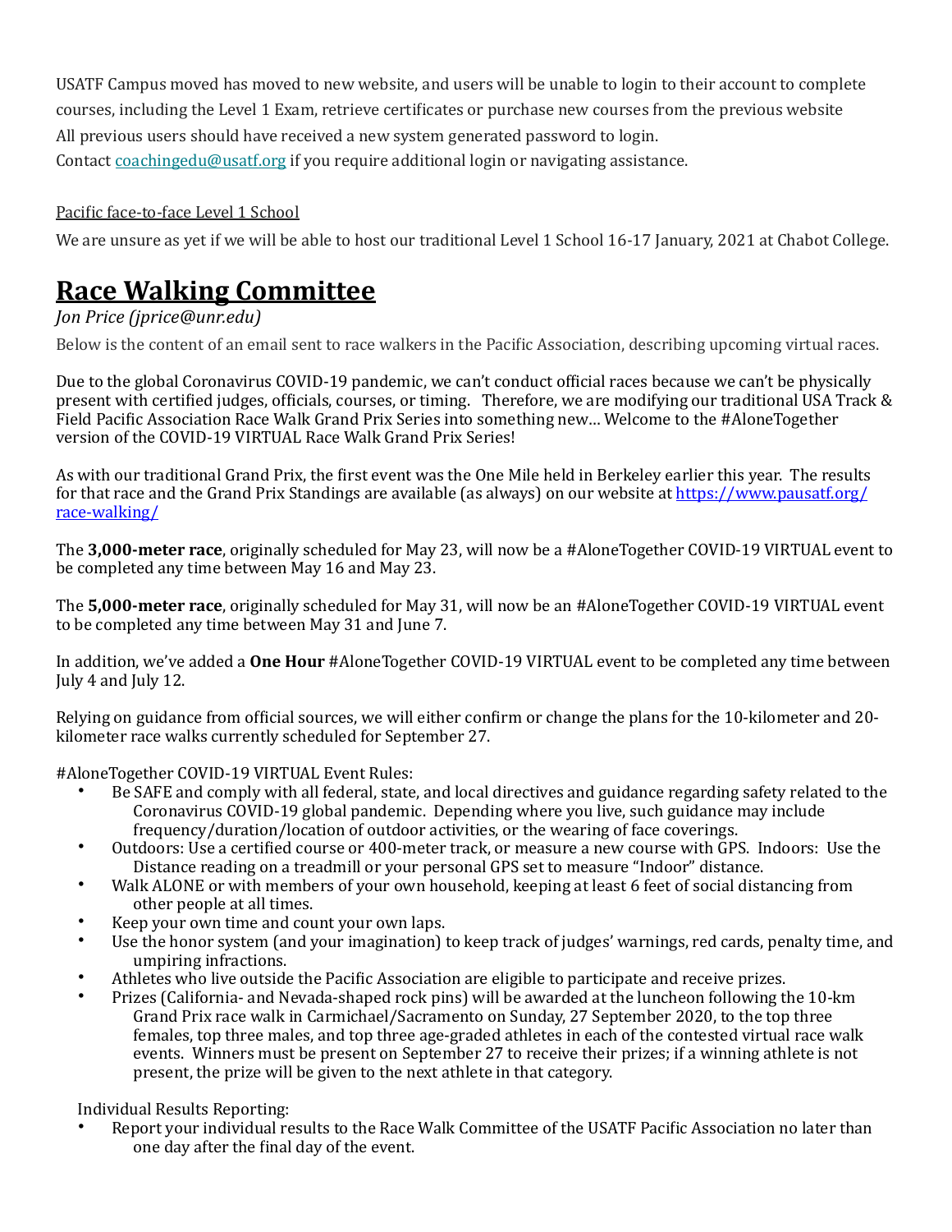USATF Campus moved has moved to new website, and users will be unable to login to their account to complete courses, including the Level 1 Exam, retrieve certificates or purchase new courses from the previous website

All previous users should have received a new system generated password to login.

Contact [coachingedu@usatf.org](mailto:coachingedu@usatf.org) if you require additional login or navigating assistance.

Pacific face-to-face Level 1 School

We are unsure as yet if we will be able to host our traditional Level 1 School 16-17 January, 2021 at Chabot College.

## Race Walking Committee

*Jon Price (jprice@unr.edu)*

Below is the content of an email sent to race walkers in the Pacific Association, describing upcoming virtual races.

Due to the global Coronavirus COVID-19 pandemic, we can't conduct official races because we can't be physically present with certified judges, officials, courses, or timing. Therefore, we are modifying our traditional USA Track & Field Pacific Association Race Walk Grand Prix Series into something new… Welcome to the #AloneTogether version of the COVID-19 VIRTUAL Race Walk Grand Prix Series!

As with our traditional Grand Prix, the first event was the One Mile held in Berkeley earlier this year. The results for that race and the Grand Prix Standings are available (as always) on our website at [https://www.pausatf.org/race-walking/](https://www.pausatf.org/race-walking/)

The **3,000-meter race**, originally scheduled for May 23, will now be a #AloneTogether COVID-19 VIRTUAL event to be completed any time between May 16 and May 23.

The **5,000-meter race**, originally scheduled for May 31, will now be an #AloneTogether COVID-19 VIRTUAL event to be completed any time between May 31 and June 7.

In addition, we've added a **One Hour** #AloneTogether COVID-19 VIRTUAL event to be completed any time between July 4 and July 12.

Relying on guidance from official sources, we will either confirm or change the plans for the 10-kilometer and 20-kilometer race walks currently scheduled for September 27.

#AloneTogether COVID-19 VIRTUAL Event Rules:

- Be SAFE and comply with all federal, state, and local directives and guidance regarding safety related to the Coronavirus COVID-19 global pandemic. Depending where you live, such guidance may include frequency/duration/location of outdoor activities, or the wearing of face coverings.
- Outdoors: Use a certified course or 400-meter track, or measure a new course with GPS. Indoors: Use the Distance reading on a treadmill or your personal GPS set to measure "Indoor" distance.
- Walk ALONE or with members of your own household, keeping at least 6 feet of social distancing from other people at all times.
- Keep your own time and count your own laps.
- Use the honor system (and your imagination) to keep track of judges' warnings, red cards, penalty time, and umpiring infractions.
- Athletes who live outside the Pacific Association are eligible to participate and receive prizes.
- Prizes (California- and Nevada-shaped rock pins) will be awarded at the luncheon following the 10-km Grand Prix race walk in Carmichael/Sacramento on Sunday, 27 September 2020, to the top three females, top three males, and top three age-graded athletes in each of the contested virtual race walk events. Winners must be present on September 27 to receive their prizes; if a winning athlete is not present, the prize will be given to the next athlete in that category.

Individual Results Reporting:

- Report your individual results to the Race Walk Committee of the USATF Pacific Association no later than one day after the final day of the event.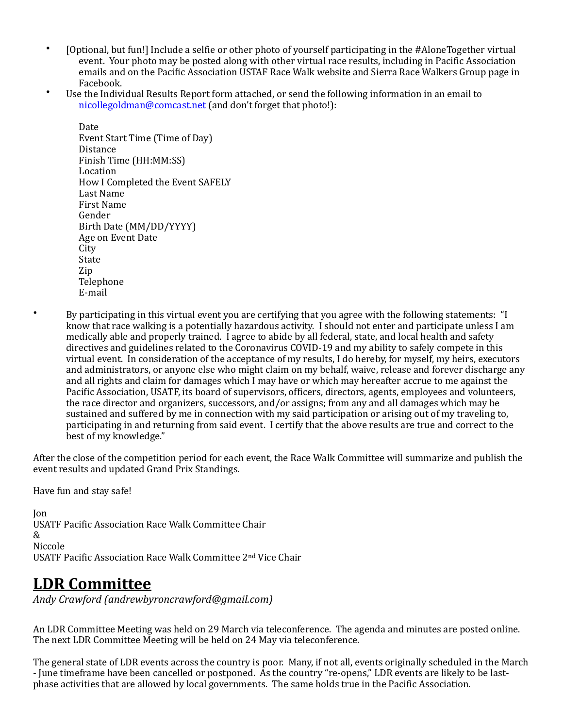- [Optional, but fun!] Include a selfie or other photo of yourself participating in the #AloneTogether virtual event. Your photo may be posted along with other virtual race results, including in Pacific Association emails and on the Pacific Association USTAF Race Walk website and Sierra Race Walkers Group page in Facebook.
- Use the Individual Results Report form attached, or send the following information in an email to nicollegoldman@comcast.net (and don't forget that photo!):

  Date
  Event Start Time (Time of Day)
  Distance
  Finish Time (HH:MM:SS)
  Location
  How I Completed the Event SAFELY
  Last Name
  First Name
  Gender
  Birth Date (MM/DD/YYYY)
  Age on Event Date
  City
  State
  Zip
  Telephone
  E-mail

- By participating in this virtual event you are certifying that you agree with the following statements: "I know that race walking is a potentially hazardous activity. I should not enter and participate unless I am medically able and properly trained. I agree to abide by all federal, state, and local health and safety directives and guidelines related to the Coronavirus COVID-19 and my ability to safely compete in this virtual event. In consideration of the acceptance of my results, I do hereby, for myself, my heirs, executors and administrators, or anyone else who might claim on my behalf, waive, release and forever discharge any and all rights and claim for damages which I may have or which may hereafter accrue to me against the Pacific Association, USATF, its board of supervisors, officers, directors, agents, employees and volunteers, the race director and organizers, successors, and/or assigns; from any and all damages which may be sustained and suffered by me in connection with my said participation or arising out of my traveling to, participating in and returning from said event. I certify that the above results are true and correct to the best of my knowledge."

After the close of the competition period for each event, the Race Walk Committee will summarize and publish the event results and updated Grand Prix Standings.

Have fun and stay safe!

Jon
USATF Pacific Association Race Walk Committee Chair
&
Niccole
USATF Pacific Association Race Walk Committee 2nd Vice Chair

## LDR Committee

*Andy Crawford (andrewbyroncrawford@gmail.com)*

An LDR Committee Meeting was held on 29 March via teleconference. The agenda and minutes are posted online. The next LDR Committee Meeting will be held on 24 May via teleconference.

The general state of LDR events across the country is poor. Many, if not all, events originally scheduled in the March - June timeframe have been cancelled or postponed. As the country "re-opens," LDR events are likely to be last-phase activities that are allowed by local governments. The same holds true in the Pacific Association.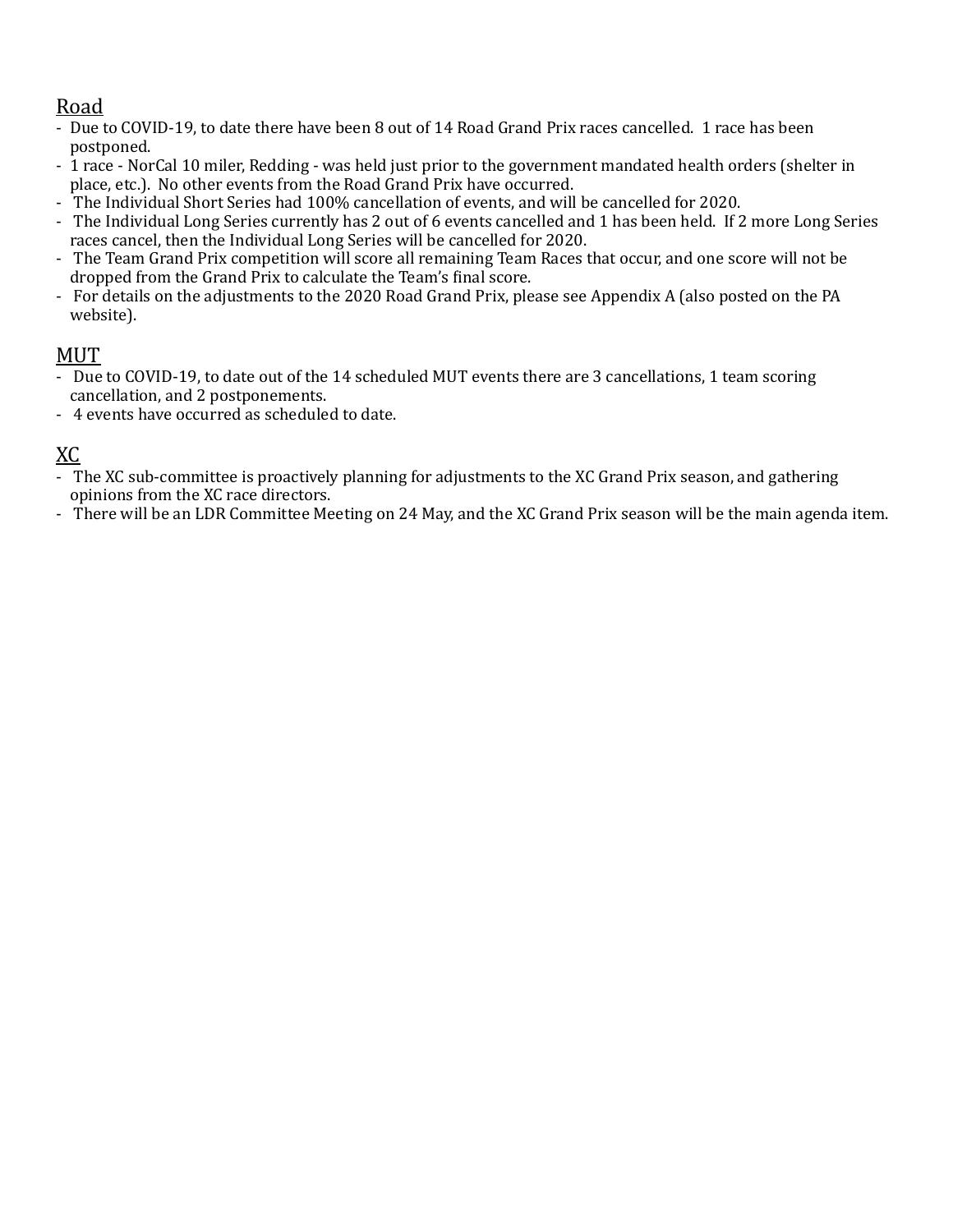## Road

- Due to COVID-19, to date there have been 8 out of 14 Road Grand Prix races cancelled. 1 race has been postponed.
- 1 race - NorCal 10 miler, Redding - was held just prior to the government mandated health orders (shelter in place, etc.). No other events from the Road Grand Prix have occurred.
- The Individual Short Series had 100% cancellation of events, and will be cancelled for 2020.
- The Individual Long Series currently has 2 out of 6 events cancelled and 1 has been held. If 2 more Long Series races cancel, then the Individual Long Series will be cancelled for 2020.
- The Team Grand Prix competition will score all remaining Team Races that occur, and one score will not be dropped from the Grand Prix to calculate the Team's final score.
- For details on the adjustments to the 2020 Road Grand Prix, please see Appendix A (also posted on the PA website).

## MUT

- Due to COVID-19, to date out of the 14 scheduled MUT events there are 3 cancellations, 1 team scoring cancellation, and 2 postponements.
- 4 events have occurred as scheduled to date.

## XC

- The XC sub-committee is proactively planning for adjustments to the XC Grand Prix season, and gathering opinions from the XC race directors.
- There will be an LDR Committee Meeting on 24 May, and the XC Grand Prix season will be the main agenda item.